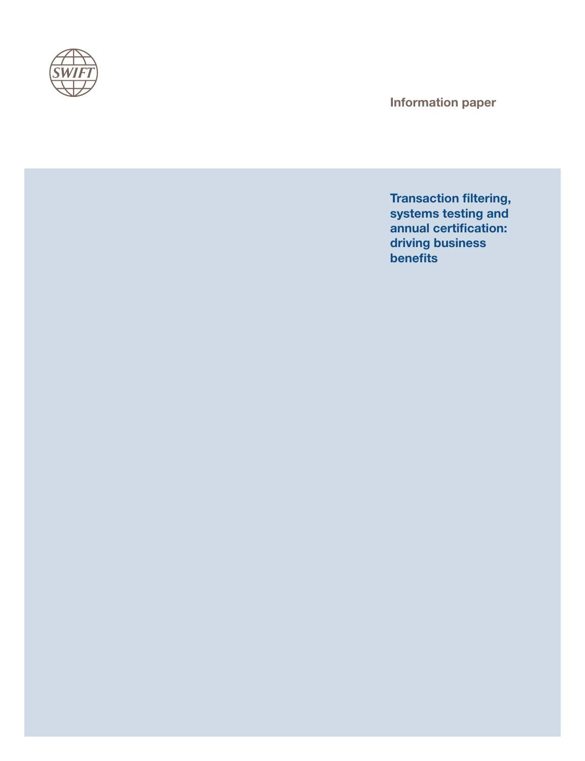Information paper

# Transaction filtering, systems testing and annual certification: driving business benefits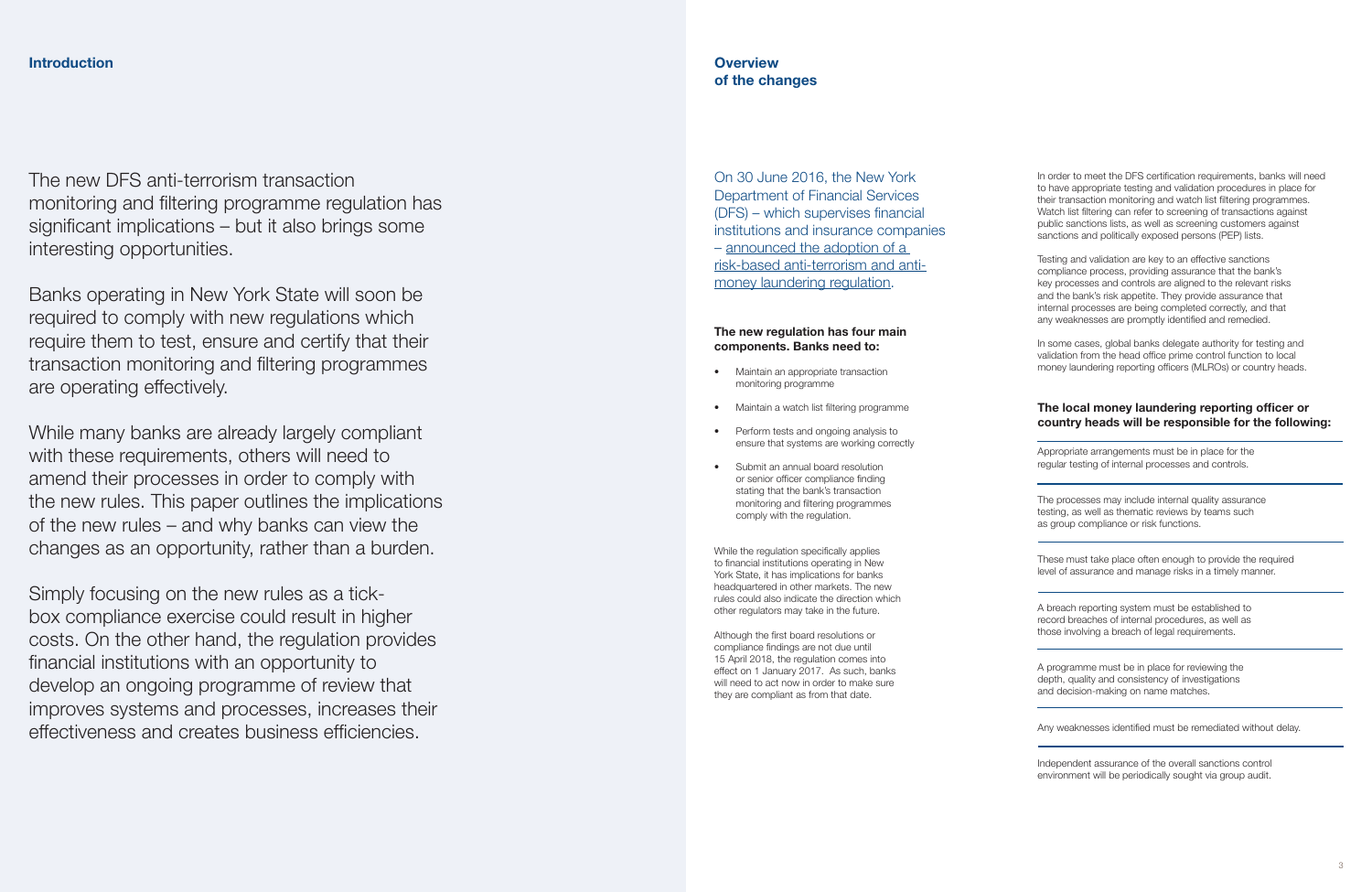## Introduction

The new DFS anti-terrorism transaction monitoring and filtering programme regulation has significant implications – but it also brings some interesting opportunities.

Banks operating in New York State will soon be required to comply with new regulations which require them to test, ensure and certify that their transaction monitoring and filtering programmes are operating effectively.

While many banks are already largely compliant with these requirements, others will need to amend their processes in order to comply with the new rules. This paper outlines the implications of the new rules – and why banks can view the changes as an opportunity, rather than a burden.

Simply focusing on the new rules as a tick-box compliance exercise could result in higher costs. On the other hand, the regulation provides financial institutions with an opportunity to develop an ongoing programme of review that improves systems and processes, increases their effectiveness and creates business efficiencies.

## Overview of the changes

On 30 June 2016, the New York Department of Financial Services (DFS) – which supervises financial institutions and insurance companies – announced the adoption of a risk-based anti-terrorism and anti-money laundering regulation.

**The new regulation has four main components. Banks need to:**

- Maintain an appropriate transaction monitoring programme
- Maintain a watch list filtering programme
- Perform tests and ongoing analysis to ensure that systems are working correctly
- Submit an annual board resolution or senior officer compliance finding stating that the bank's transaction monitoring and filtering programmes comply with the regulation.

While the regulation specifically applies to financial institutions operating in New York State, it has implications for banks headquartered in other markets. The new rules could also indicate the direction which other regulators may take in the future.

Although the first board resolutions or compliance findings are not due until 15 April 2018, the regulation comes into effect on 1 January 2017. As such, banks will need to act now in order to make sure they are compliant as from that date.

In order to meet the DFS certification requirements, banks will need to have appropriate testing and validation procedures in place for their transaction monitoring and watch list filtering programmes. Watch list filtering can refer to screening of transactions against public sanctions lists, as well as screening customers against sanctions and politically exposed persons (PEP) lists.

Testing and validation are key to an effective sanctions compliance process, providing assurance that the bank's key processes and controls are aligned to the relevant risks and the bank's risk appetite. They provide assurance that internal processes are being completed correctly, and that any weaknesses are promptly identified and remedied.

In some cases, global banks delegate authority for testing and validation from the head office prime control function to local money laundering reporting officers (MLROs) or country heads.

**The local money laundering reporting officer or country heads will be responsible for the following:**

Appropriate arrangements must be in place for the regular testing of internal processes and controls.

The processes may include internal quality assurance testing, as well as thematic reviews by teams such as group compliance or risk functions.

These must take place often enough to provide the required level of assurance and manage risks in a timely manner.

A breach reporting system must be established to record breaches of internal procedures, as well as those involving a breach of legal requirements.

A programme must be in place for reviewing the depth, quality and consistency of investigations and decision-making on name matches.

Any weaknesses identified must be remediated without delay.

Independent assurance of the overall sanctions control environment will be periodically sought via group audit.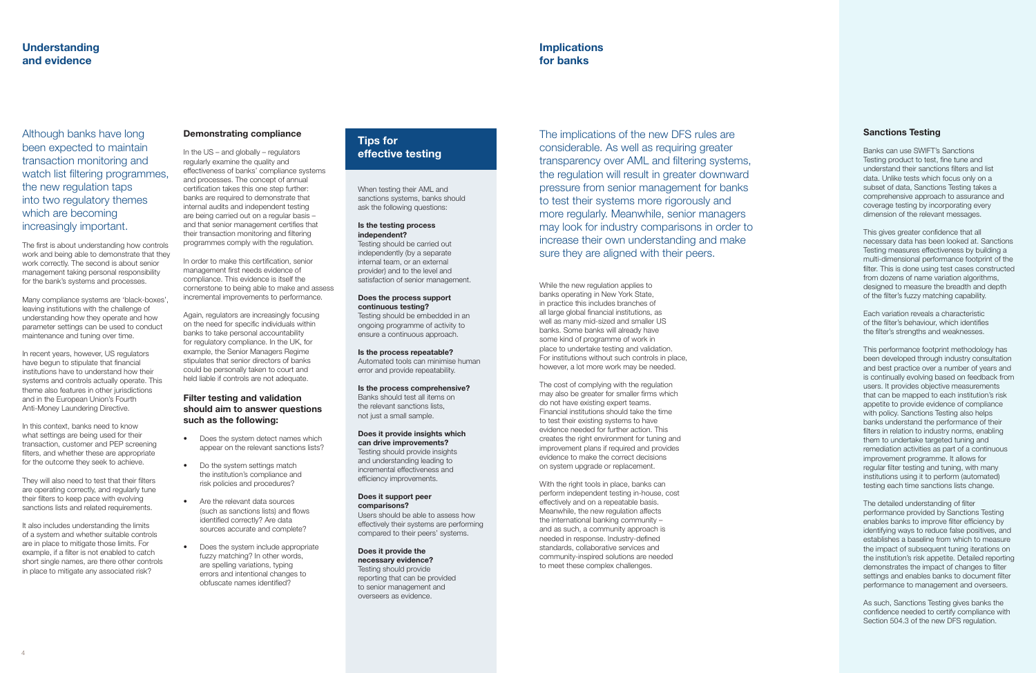## Understanding and evidence

Although banks have long been expected to maintain transaction monitoring and watch list filtering programmes, the new regulation taps into two regulatory themes which are becoming increasingly important.

The first is about understanding how controls work and being able to demonstrate that they work correctly. The second is about senior management taking personal responsibility for the bank's systems and processes.

Many compliance systems are 'black-boxes', leaving institutions with the challenge of understanding how they operate and how parameter settings can be used to conduct maintenance and tuning over time.

In recent years, however, US regulators have begun to stipulate that financial institutions have to understand how their systems and controls actually operate. This theme also features in other jurisdictions and in the European Union's Fourth Anti-Money Laundering Directive.

In this context, banks need to know what settings are being used for their transaction, customer and PEP screening filters, and whether these are appropriate for the outcome they seek to achieve.

They will also need to test that their filters are operating correctly, and regularly tune their filters to keep pace with evolving sanctions lists and related requirements.

It also includes understanding the limits of a system and whether suitable controls are in place to mitigate those limits. For example, if a filter is not enabled to catch short single names, are there other controls in place to mitigate any associated risk?

### Demonstrating compliance

In the US – and globally – regulators regularly examine the quality and effectiveness of banks' compliance systems and processes. The concept of annual certification takes this one step further: banks are required to demonstrate that internal audits and independent testing are being carried out on a regular basis – and that senior management certifies that their transaction monitoring and filtering programmes comply with the regulation.

In order to make this certification, senior management first needs evidence of compliance. This evidence is itself the cornerstone to being able to make and assess incremental improvements to performance.

Again, regulators are increasingly focusing on the need for specific individuals within banks to take personal accountability for regulatory compliance. In the UK, for example, the Senior Managers Regime stipulates that senior directors of banks could be personally taken to court and held liable if controls are not adequate.

### Filter testing and validation should aim to answer questions such as the following:

- Does the system detect names which appear on the relevant sanctions lists?
- Do the system settings match the institution's compliance and risk policies and procedures?
- Are the relevant data sources (such as sanctions lists) and flows identified correctly? Are data sources accurate and complete?
- Does the system include appropriate fuzzy matching? In other words, are spelling variations, typing errors and intentional changes to obfuscate names identified?

### Tips for effective testing

When testing their AML and sanctions systems, banks should ask the following questions:

**Is the testing process independent?**
Testing should be carried out independently (by a separate internal team, or an external provider) and to the level and satisfaction of senior management.

**Does the process support continuous testing?**
Testing should be embedded in an ongoing programme of activity to ensure a continuous approach.

**Is the process repeatable?**
Automated tools can minimise human error and provide repeatability.

**Is the process comprehensive?**
Banks should test all items on the relevant sanctions lists, not just a small sample.

**Does it provide insights which can drive improvements?**
Testing should provide insights and understanding leading to incremental effectiveness and efficiency improvements.

**Does it support peer comparisons?**
Users should be able to assess how effectively their systems are performing compared to their peers' systems.

**Does it provide the necessary evidence?**
Testing should provide reporting that can be provided to senior management and overseers as evidence.

## Implications for banks

The implications of the new DFS rules are considerable. As well as requiring greater transparency over AML and filtering systems, the regulation will result in greater downward pressure from senior management for banks to test their systems more rigorously and more regularly. Meanwhile, senior managers may look for industry comparisons in order to increase their own understanding and make sure they are aligned with their peers.

While the new regulation applies to banks operating in New York State, in practice this includes branches of all large global financial institutions, as well as many mid-sized and smaller US banks. Some banks will already have some kind of programme of work in place to undertake testing and validation. For institutions without such controls in place, however, a lot more work may be needed.

The cost of complying with the regulation may also be greater for smaller firms which do not have existing expert teams. Financial institutions should take the time to test their existing systems to have evidence needed for further action. This creates the right environment for tuning and improvement plans if required and provides evidence to make the correct decisions on system upgrade or replacement.

With the right tools in place, banks can perform independent testing in-house, cost effectively and on a repeatable basis. Meanwhile, the new regulation affects the international banking community – and as such, a community approach is needed in response. Industry-defined standards, collaborative services and community-inspired solutions are needed to meet these complex challenges.

### Sanctions Testing

Banks can use SWIFT's Sanctions Testing product to test, fine tune and understand their sanctions filters and list data. Unlike tests which focus only on a subset of data, Sanctions Testing takes a comprehensive approach to assurance and coverage testing by incorporating every dimension of the relevant messages.

This gives greater confidence that all necessary data has been looked at. Sanctions Testing measures effectiveness by building a multi-dimensional performance footprint of the filter. This is done using test cases constructed from dozens of name variation algorithms, designed to measure the breadth and depth of the filter's fuzzy matching capability.

Each variation reveals a characteristic of the filter's behaviour, which identifies the filter's strengths and weaknesses.

This performance footprint methodology has been developed through industry consultation and best practice over a number of years and is continually evolving based on feedback from users. It provides objective measurements that can be mapped to each institution's risk appetite to provide evidence of compliance with policy. Sanctions Testing also helps banks understand the performance of their filters in relation to industry norms, enabling them to undertake targeted tuning and remediation activities as part of a continuous improvement programme. It allows for regular filter testing and tuning, with many institutions using it to perform (automated) testing each time sanctions lists change.

The detailed understanding of filter performance provided by Sanctions Testing enables banks to improve filter efficiency by identifying ways to reduce false positives, and establishes a baseline from which to measure the impact of subsequent tuning iterations on the institution's risk appetite. Detailed reporting demonstrates the impact of changes to filter settings and enables banks to document filter performance to management and overseers.

As such, Sanctions Testing gives banks the confidence needed to certify compliance with Section 504.3 of the new DFS regulation.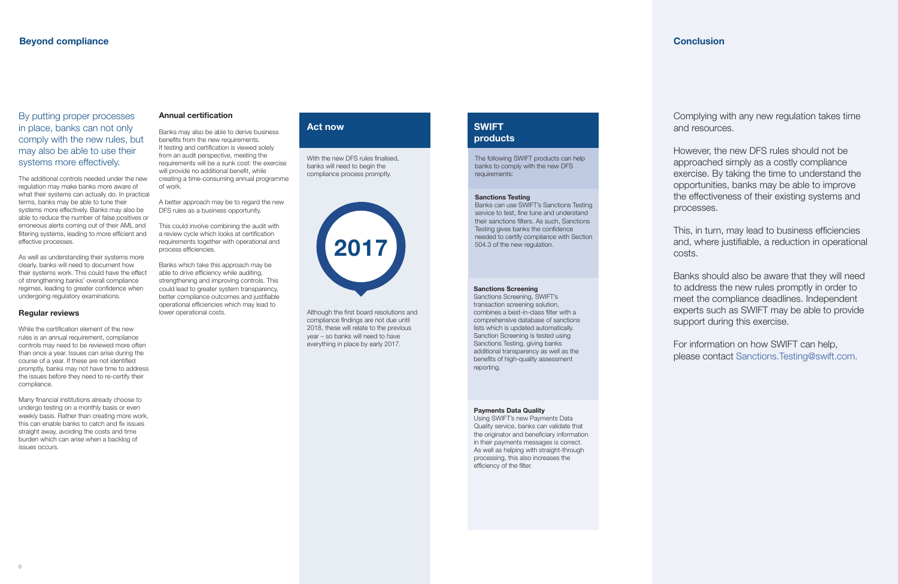## Beyond compliance

By putting proper processes in place, banks can not only comply with the new rules, but may also be able to use their systems more effectively.

The additional controls needed under the new regulation may make banks more aware of what their systems can actually do. In practical terms, banks may be able to tune their systems more effectively. Banks may also be able to reduce the number of false positives or erroneous alerts coming out of their AML and filtering systems, leading to more efficient and effective processes.

As well as understanding their systems more clearly, banks will need to document how their systems work. This could have the effect of strengthening banks' overall compliance regimes, leading to greater confidence when undergoing regulatory examinations.

### Regular reviews

While the certification element of the new rules is an annual requirement, compliance controls may need to be reviewed more often than once a year. Issues can arise during the course of a year. If these are not identified promptly, banks may not have time to address the issues before they need to re-certify their compliance.

Many financial institutions already choose to undergo testing on a monthly basis or even weekly basis. Rather than creating more work, this can enable banks to catch and fix issues straight away, avoiding the costs and time burden which can arise when a backlog of issues occurs.

### Annual certification

Banks may also be able to derive business benefits from the new requirements. If testing and certification is viewed solely from an audit perspective, meeting the requirements will be a sunk cost: the exercise will provide no additional benefit, while creating a time-consuming annual programme of work.

A better approach may be to regard the new DFS rules as a business opportunity.

This could involve combining the audit with a review cycle which looks at certification requirements together with operational and process efficiencies.

Banks which take this approach may be able to drive efficiency while auditing, strengthening and improving controls. This could lead to greater system transparency, better compliance outcomes and justifiable operational efficiencies which may lead to lower operational costs.

### Act now

With the new DFS rules finalised, banks will need to begin the compliance process promptly.

**2017**

Although the first board resolutions and compliance findings are not due until 2018, these will relate to the previous year – so banks will need to have everything in place by early 2017.

### SWIFT products

The following SWIFT products can help banks to comply with the new DFS requirements:

**Sanctions Testing**
Banks can use SWIFT's Sanctions Testing service to test, fine tune and understand their sanctions filters. As such, Sanctions Testing gives banks the confidence needed to certify compliance with Section 504.3 of the new regulation.

**Sanctions Screening**
Sanctions Screening, SWIFT's transaction screening solution, combines a best-in-class filter with a comprehensive database of sanctions lists which is updated automatically. Sanction Screening is tested using Sanctions Testing, giving banks additional transparency as well as the benefits of high-quality assessment reporting.

**Payments Data Quality**
Using SWIFT's new Payments Data Quality service, banks can validate that the originator and beneficiary information in their payments messages is correct. As well as helping with straight-through processing, this also increases the efficiency of the filter.

## Conclusion

Complying with any new regulation takes time and resources.

However, the new DFS rules should not be approached simply as a costly compliance exercise. By taking the time to understand the opportunities, banks may be able to improve the effectiveness of their existing systems and processes.

This, in turn, may lead to business efficiencies and, where justifiable, a reduction in operational costs.

Banks should also be aware that they will need to address the new rules promptly in order to meet the compliance deadlines. Independent experts such as SWIFT may be able to provide support during this exercise.

For information on how SWIFT can help, please contact Sanctions.Testing@swift.com.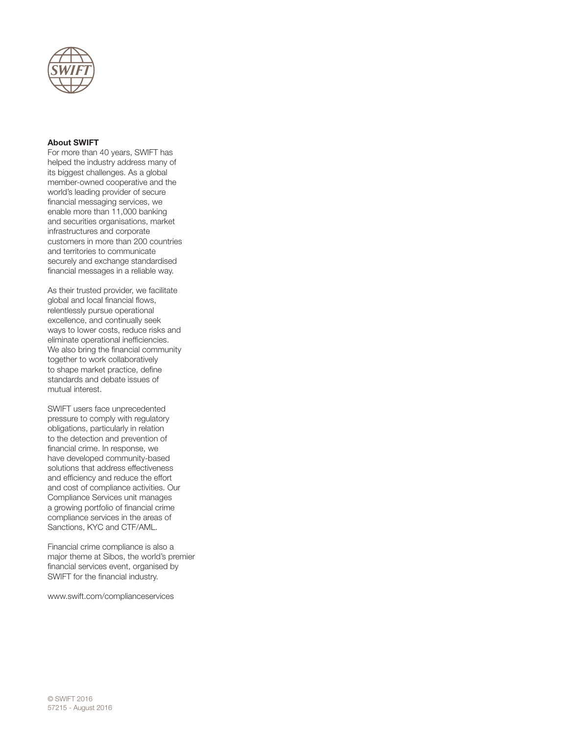**About SWIFT**

For more than 40 years, SWIFT has helped the industry address many of its biggest challenges. As a global member-owned cooperative and the world's leading provider of secure financial messaging services, we enable more than 11,000 banking and securities organisations, market infrastructures and corporate customers in more than 200 countries and territories to communicate securely and exchange standardised financial messages in a reliable way.

As their trusted provider, we facilitate global and local financial flows, relentlessly pursue operational excellence, and continually seek ways to lower costs, reduce risks and eliminate operational inefficiencies. We also bring the financial community together to work collaboratively to shape market practice, define standards and debate issues of mutual interest.

SWIFT users face unprecedented pressure to comply with regulatory obligations, particularly in relation to the detection and prevention of financial crime. In response, we have developed community-based solutions that address effectiveness and efficiency and reduce the effort and cost of compliance activities. Our Compliance Services unit manages a growing portfolio of financial crime compliance services in the areas of Sanctions, KYC and CTF/AML.

Financial crime compliance is also a major theme at Sibos, the world's premier financial services event, organised by SWIFT for the financial industry.

www.swift.com/complianceservices

© SWIFT 2016
57215 - August 2016